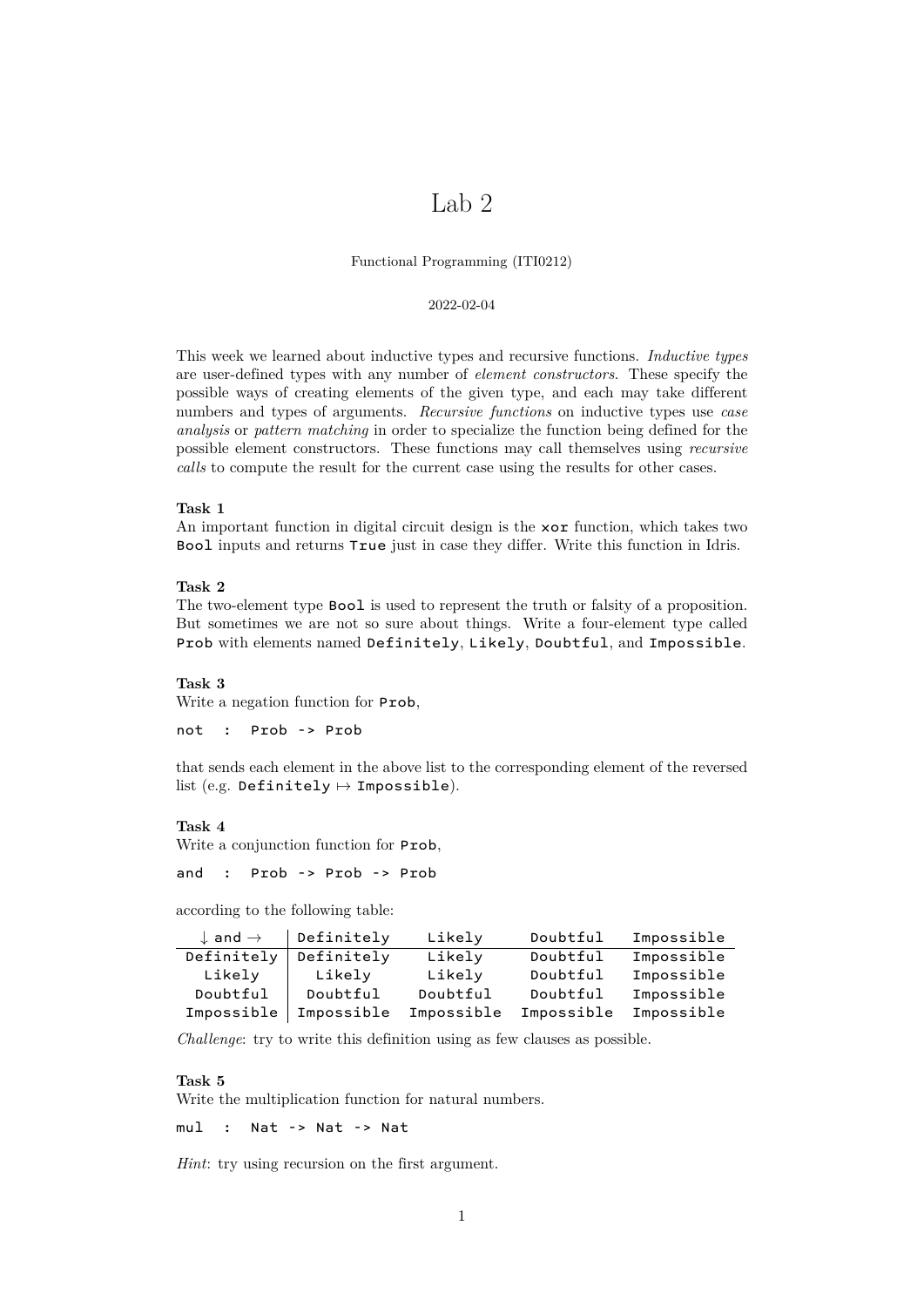# Lab 2

Functional Programming (ITI0212)

2022-02-04

This week we learned about inductive types and recursive functions. *Inductive types* are user-defined types with any number of *element constructors*. These specify the possible ways of creating elements of the given type, and each may take different numbers and types of arguments. *Recursive functions* on inductive types use *case analysis* or *pattern matching* in order to specialize the function being defined for the possible element constructors. These functions may call themselves using *recursive calls* to compute the result for the current case using the results for other cases.

**Task 1**
An important function in digital circuit design is the `xor` function, which takes two `Bool` inputs and returns `True` just in case they differ. Write this function in Idris.

**Task 2**
The two-element type `Bool` is used to represent the truth or falsity of a proposition. But sometimes we are not so sure about things. Write a four-element type called `Prob` with elements named `Definitely`, `Likely`, `Doubtful`, and `Impossible`.

**Task 3**
Write a negation function for `Prob`,

```
not  :  Prob -> Prob
```

that sends each element in the above list to the corresponding element of the reversed list (e.g. `Definitely` $\mapsto$ `Impossible`).

**Task 4**
Write a conjunction function for `Prob`,

```
and  :  Prob -> Prob -> Prob
```

according to the following table:

| ↓ `and` → | `Definitely` | `Likely` | `Doubtful` | `Impossible` |
|---|---|---|---|---|
| `Definitely` | `Definitely` | `Likely` | `Doubtful` | `Impossible` |
| `Likely` | `Likely` | `Likely` | `Doubtful` | `Impossible` |
| `Doubtful` | `Doubtful` | `Doubtful` | `Doubtful` | `Impossible` |
| `Impossible` | `Impossible` | `Impossible` | `Impossible` | `Impossible` |

*Challenge*: try to write this definition using as few clauses as possible.

**Task 5**
Write the multiplication function for natural numbers.

```
mul  :  Nat -> Nat -> Nat
```

*Hint*: try using recursion on the first argument.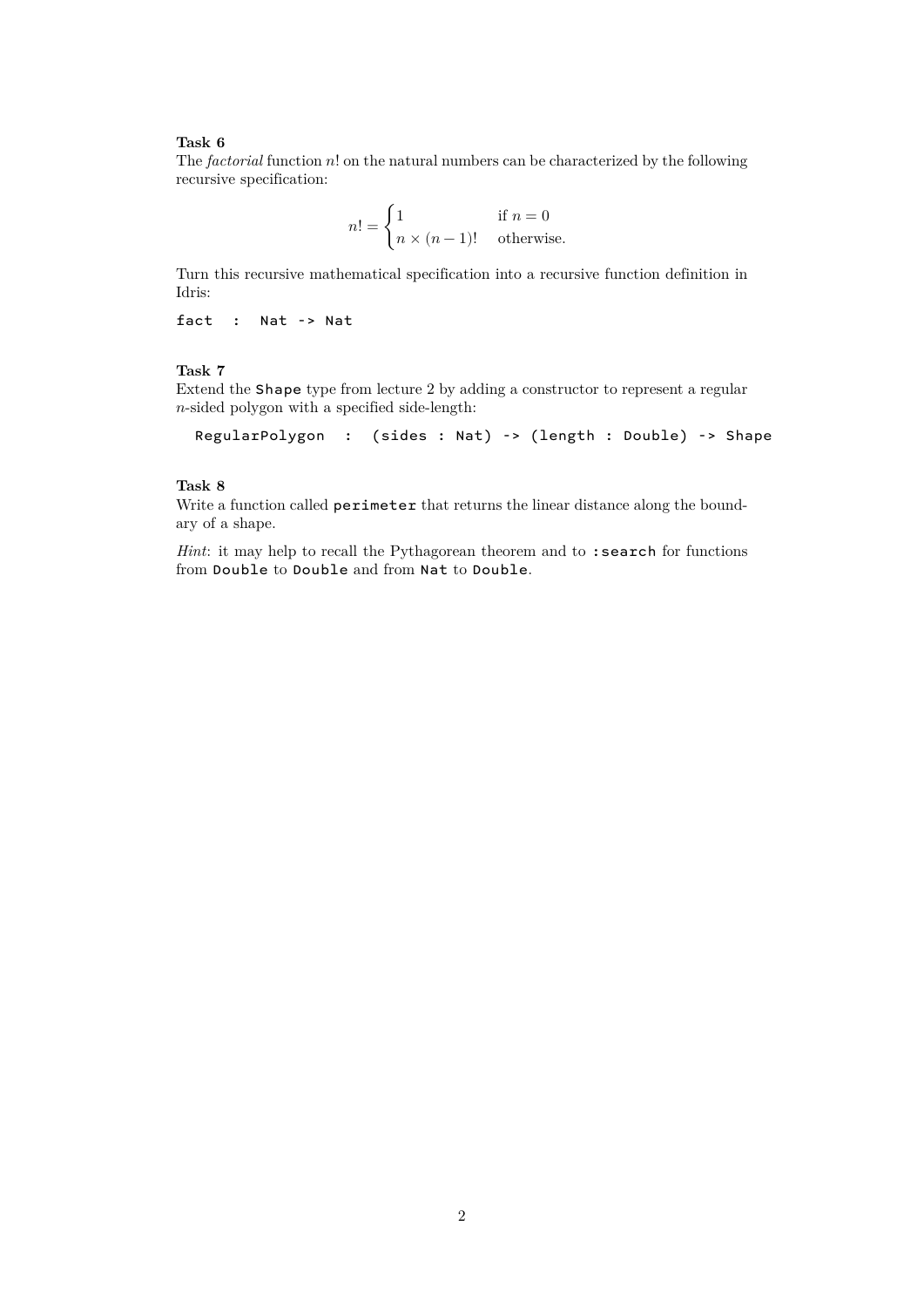**Task 6**
The *factorial* function $n!$ on the natural numbers can be characterized by the following recursive specification:

$$n! = \begin{cases} 1 & \text{if } n = 0 \\ n \times (n-1)! & \text{otherwise.} \end{cases}$$

Turn this recursive mathematical specification into a recursive function definition in Idris:

```
fact : Nat -> Nat
```

**Task 7**
Extend the `Shape` type from lecture 2 by adding a constructor to represent a regular $n$-sided polygon with a specified side-length:

```
RegularPolygon : (sides : Nat) -> (length : Double) -> Shape
```

**Task 8**
Write a function called `perimeter` that returns the linear distance along the boundary of a shape.

*Hint*: it may help to recall the Pythagorean theorem and to `:search` for functions from `Double` to `Double` and from `Nat` to `Double`.